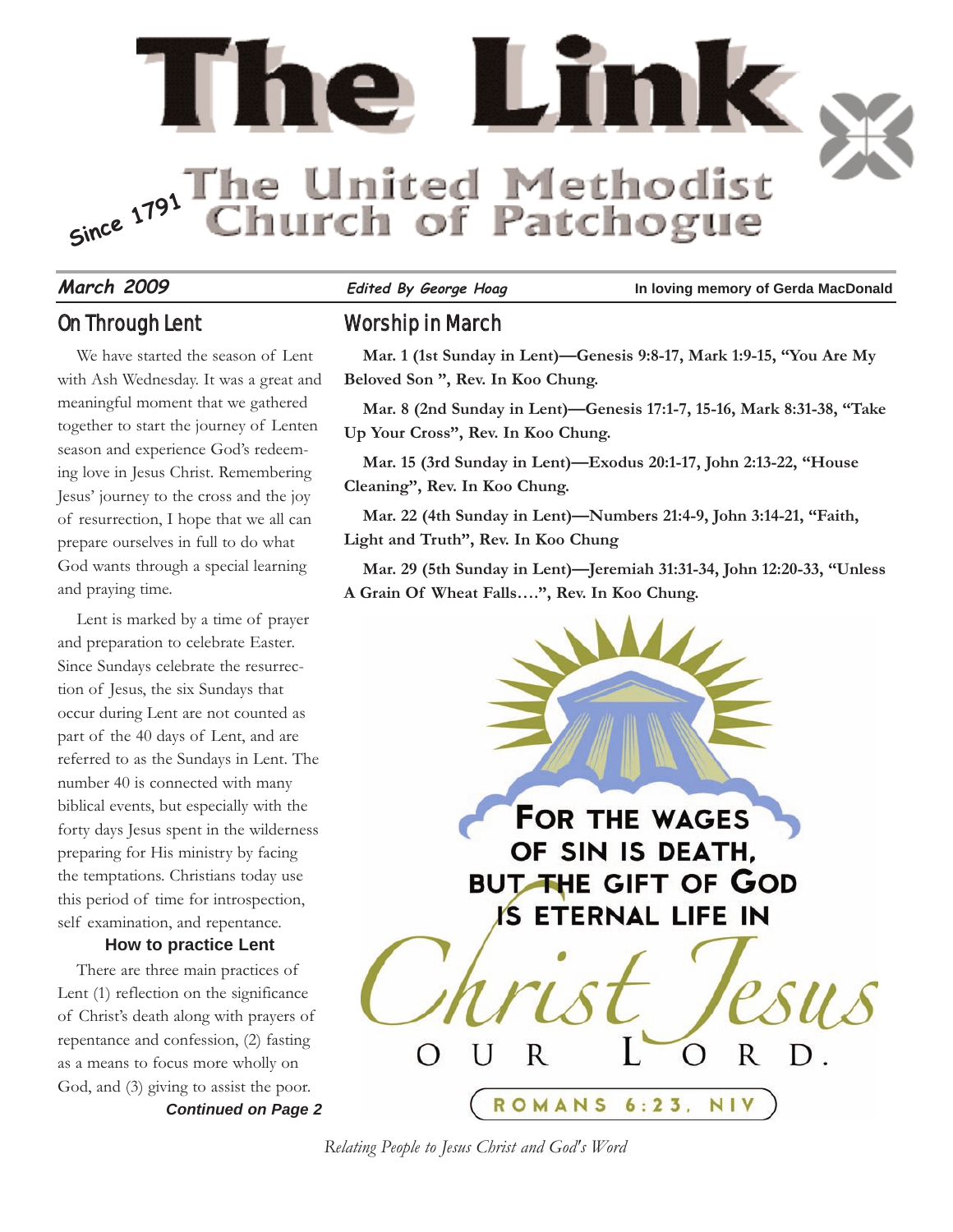# The Link

## The United Methodist Church of Patchogue

*Since 1791*

***March 2009*** | ***Edited By George Hoag*** | **In loving memory of Gerda MacDonald**

## On Through Lent

We have started the season of Lent with Ash Wednesday. It was a great and meaningful moment that we gathered together to start the journey of Lenten season and experience God's redeeming love in Jesus Christ. Remembering Jesus' journey to the cross and the joy of resurrection, I hope that we all can prepare ourselves in full to do what God wants through a special learning and praying time.

Lent is marked by a time of prayer and preparation to celebrate Easter. Since Sundays celebrate the resurrection of Jesus, the six Sundays that occur during Lent are not counted as part of the 40 days of Lent, and are referred to as the Sundays in Lent. The number 40 is connected with many biblical events, but especially with the forty days Jesus spent in the wilderness preparing for His ministry by facing the temptations. Christians today use this period of time for introspection, self examination, and repentance.

### How to practice Lent

There are three main practices of Lent (1) reflection on the significance of Christ's death along with prayers of repentance and confession, (2) fasting as a means to focus more wholly on God, and (3) giving to assist the poor.

***Continued on Page 2***

## Worship in March

**Mar. 1 (1st Sunday in Lent)—Genesis 9:8-17, Mark 1:9-15, "You Are My Beloved Son ", Rev. In Koo Chung.**

**Mar. 8 (2nd Sunday in Lent)—Genesis 17:1-7, 15-16, Mark 8:31-38, "Take Up Your Cross", Rev. In Koo Chung.**

**Mar. 15 (3rd Sunday in Lent)—Exodus 20:1-17, John 2:13-22, "House Cleaning", Rev. In Koo Chung.**

**Mar. 22 (4th Sunday in Lent)—Numbers 21:4-9, John 3:14-21, "Faith, Light and Truth", Rev. In Koo Chung**

**Mar. 29 (5th Sunday in Lent)—Jeremiah 31:31-34, John 12:20-33, "Unless A Grain Of Wheat Falls….", Rev. In Koo Chung.**

FOR THE WAGES OF SIN IS DEATH, BUT THE GIFT OF GOD IS ETERNAL LIFE IN *Christ Jesus* OUR LORD.

ROMANS 6:23, NIV

*Relating People to Jesus Christ and God's Word*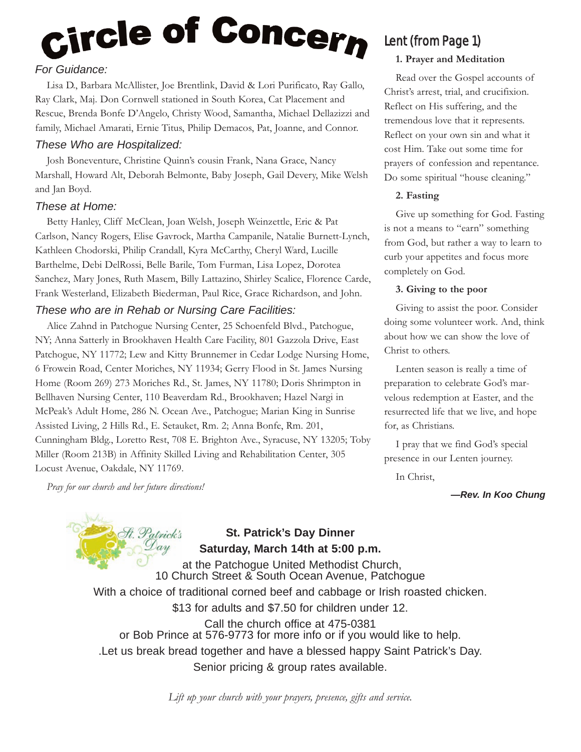# Circle of Concern

### *For Guidance:*

Lisa D., Barbara McAllister, Joe Brentlink, David & Lori Purificato, Ray Gallo, Ray Clark, Maj. Don Cornwell stationed in South Korea, Cat Placement and Rescue, Brenda Bonfe D'Angelo, Christy Wood, Samantha, Michael Dellazizzi and family, Michael Amarati, Ernie Titus, Philip Demacos, Pat, Joanne, and Connor.

### *These Who are Hospitalized:*

Josh Boneventure, Christine Quinn's cousin Frank, Nana Grace, Nancy Marshall, Howard Alt, Deborah Belmonte, Baby Joseph, Gail Devery, Mike Welsh and Jan Boyd.

### *These at Home:*

Betty Hanley, Cliff McClean, Joan Welsh, Joseph Weinzettle, Eric & Pat Carlson, Nancy Rogers, Elise Gavrock, Martha Campanile, Natalie Burnett-Lynch, Kathleen Chodorski, Philip Crandall, Kyra McCarthy, Cheryl Ward, Lucille Barthelme, Debi DelRossi, Belle Barile, Tom Furman, Lisa Lopez, Dorotea Sanchez, Mary Jones, Ruth Masem, Billy Lattazino, Shirley Scalice, Florence Carde, Frank Westerland, Elizabeth Biederman, Paul Rice, Grace Richardson, and John.

### *These who are in Rehab or Nursing Care Facilities:*

Alice Zahnd in Patchogue Nursing Center, 25 Schoenfeld Blvd., Patchogue, NY; Anna Satterly in Brookhaven Health Care Facility, 801 Gazzola Drive, East Patchogue, NY 11772; Lew and Kitty Brunnemer in Cedar Lodge Nursing Home, 6 Frowein Road, Center Moriches, NY 11934; Gerry Flood in St. James Nursing Home (Room 269) 273 Moriches Rd., St. James, NY 11780; Doris Shrimpton in Bellhaven Nursing Center, 110 Beaverdam Rd., Brookhaven; Hazel Nargi in McPeak's Adult Home, 286 N. Ocean Ave., Patchogue; Marian King in Sunrise Assisted Living, 2 Hills Rd., E. Setauket, Rm. 2; Anna Bonfe, Rm. 201, Cunningham Bldg., Loretto Rest, 708 E. Brighton Ave., Syracuse, NY 13205; Toby Miller (Room 213B) in Affinity Skilled Living and Rehabilitation Center, 305 Locust Avenue, Oakdale, NY 11769.

*Pray for our church and her future directions!*

## Lent (from Page 1)

**1. Prayer and Meditation**

Read over the Gospel accounts of Christ's arrest, trial, and crucifixion. Reflect on His suffering, and the tremendous love that it represents. Reflect on your own sin and what it cost Him. Take out some time for prayers of confession and repentance. Do some spiritual "house cleaning."

**2. Fasting**

Give up something for God. Fasting is not a means to "earn" something from God, but rather a way to learn to curb your appetites and focus more completely on God.

**3. Giving to the poor**

Giving to assist the poor. Consider doing some volunteer work. And, think about how we can show the love of Christ to others.

Lenten season is really a time of preparation to celebrate God's marvelous redemption at Easter, and the resurrected life that we live, and hope for, as Christians.

I pray that we find God's special presence in our Lenten journey.

In Christ,

***—Rev. In Koo Chung***

St. Patrick's Day

**St. Patrick's Day Dinner**
**Saturday, March 14th at 5:00 p.m.**

at the Patchogue United Methodist Church,
10 Church Street & South Ocean Avenue, Patchogue

With a choice of traditional corned beef and cabbage or Irish roasted chicken.

$13 for adults and $7.50 for children under 12.

Call the church office at 475-0381
or Bob Prince at 576-9773 for more info or if you would like to help.

.Let us break bread together and have a blessed happy Saint Patrick's Day.

Senior pricing & group rates available.

*Lift up your church with your prayers, presence, gifts and service.*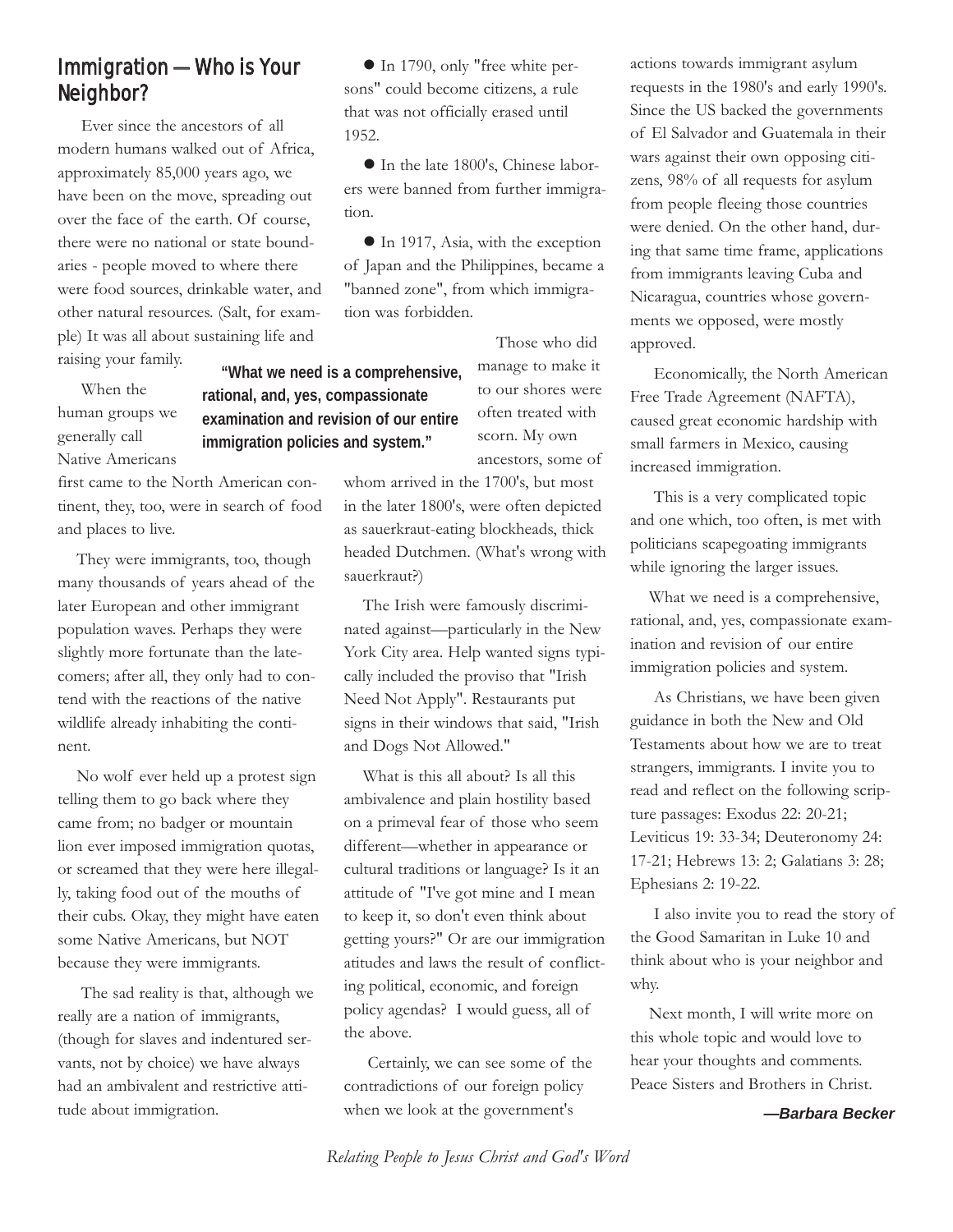# Immigration — Who is Your Neighbor?

Ever since the ancestors of all modern humans walked out of Africa, approximately 85,000 years ago, we have been on the move, spreading out over the face of the earth. Of course, there were no national or state boundaries - people moved to where there were food sources, drinkable water, and other natural resources. (Salt, for example) It was all about sustaining life and raising your family.

When the human groups we generally call Native Americans first came to the North American continent, they, too, were in search of food and places to live.

They were immigrants, too, though many thousands of years ahead of the later European and other immigrant population waves. Perhaps they were slightly more fortunate than the latecomers; after all, they only had to contend with the reactions of the native wildlife already inhabiting the continent.

No wolf ever held up a protest sign telling them to go back where they came from; no badger or mountain lion ever imposed immigration quotas, or screamed that they were here illegally, taking food out of the mouths of their cubs. Okay, they might have eaten some Native Americans, but NOT because they were immigrants.

The sad reality is that, although we really are a nation of immigrants, (though for slaves and indentured servants, not by choice) we have always had an ambivalent and restrictive attitude about immigration.

- In 1790, only "free white persons" could become citizens, a rule that was not officially erased until 1952.
- In the late 1800's, Chinese laborers were banned from further immigration.
- In 1917, Asia, with the exception of Japan and the Philippines, became a "banned zone", from which immigration was forbidden.

> **"What we need is a comprehensive, rational, and, yes, compassionate examination and revision of our entire immigration policies and system."**

Those who did manage to make it to our shores were often treated with scorn. My own ancestors, some of whom arrived in the 1700's, but most in the later 1800's, were often depicted as sauerkraut-eating blockheads, thick headed Dutchmen. (What's wrong with sauerkraut?)

The Irish were famously discriminated against—particularly in the New York City area. Help wanted signs typically included the proviso that "Irish Need Not Apply". Restaurants put signs in their windows that said, "Irish and Dogs Not Allowed."

What is this all about? Is all this ambivalence and plain hostility based on a primeval fear of those who seem different—whether in appearance or cultural traditions or language? Is it an attitude of "I've got mine and I mean to keep it, so don't even think about getting yours?" Or are our immigration atitudes and laws the result of conflicting political, economic, and foreign policy agendas? I would guess, all of the above.

Certainly, we can see some of the contradictions of our foreign policy when we look at the government's actions towards immigrant asylum requests in the 1980's and early 1990's. Since the US backed the governments of El Salvador and Guatemala in their wars against their own opposing citizens, 98% of all requests for asylum from people fleeing those countries were denied. On the other hand, during that same time frame, applications from immigrants leaving Cuba and Nicaragua, countries whose governments we opposed, were mostly approved.

Economically, the North American Free Trade Agreement (NAFTA), caused great economic hardship with small farmers in Mexico, causing increased immigration.

This is a very complicated topic and one which, too often, is met with politicians scapegoating immigrants while ignoring the larger issues.

What we need is a comprehensive, rational, and, yes, compassionate examination and revision of our entire immigration policies and system.

As Christians, we have been given guidance in both the New and Old Testaments about how we are to treat strangers, immigrants. I invite you to read and reflect on the following scripture passages: Exodus 22: 20-21; Leviticus 19: 33-34; Deuteronomy 24: 17-21; Hebrews 13: 2; Galatians 3: 28; Ephesians 2: 19-22.

I also invite you to read the story of the Good Samaritan in Luke 10 and think about who is your neighbor and why.

Next month, I will write more on this whole topic and would love to hear your thoughts and comments. Peace Sisters and Brothers in Christ.

***—Barbara Becker***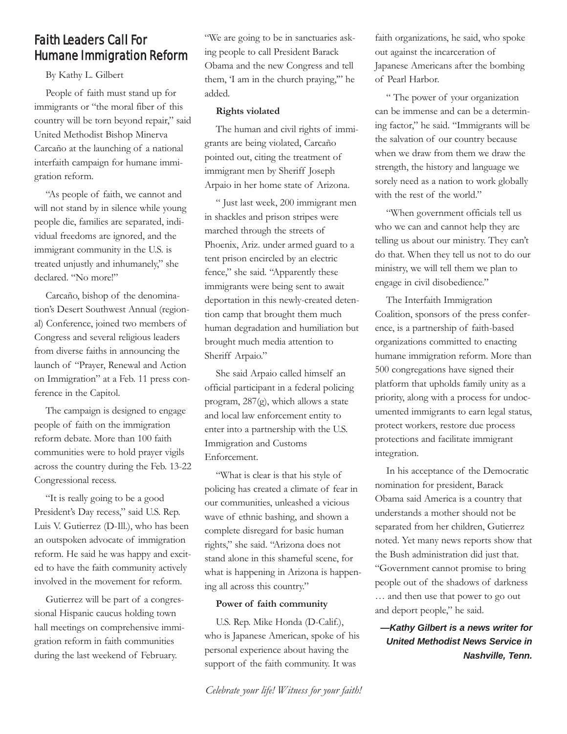# Faith Leaders Call For Humane Immigration Reform

By Kathy L. Gilbert

People of faith must stand up for immigrants or "the moral fiber of this country will be torn beyond repair," said United Methodist Bishop Minerva Carcaño at the launching of a national interfaith campaign for humane immigration reform.

"As people of faith, we cannot and will not stand by in silence while young people die, families are separated, individual freedoms are ignored, and the immigrant community in the U.S. is treated unjustly and inhumanely," she declared. "No more!"

Carcaño, bishop of the denomination's Desert Southwest Annual (regional) Conference, joined two members of Congress and several religious leaders from diverse faiths in announcing the launch of "Prayer, Renewal and Action on Immigration" at a Feb. 11 press conference in the Capitol.

The campaign is designed to engage people of faith on the immigration reform debate. More than 100 faith communities were to hold prayer vigils across the country during the Feb. 13-22 Congressional recess.

"It is really going to be a good President's Day recess," said U.S. Rep. Luis V. Gutierrez (D-Ill.), who has been an outspoken advocate of immigration reform. He said he was happy and excited to have the faith community actively involved in the movement for reform.

Gutierrez will be part of a congressional Hispanic caucus holding town hall meetings on comprehensive immigration reform in faith communities during the last weekend of February.

"We are going to be in sanctuaries asking people to call President Barack Obama and the new Congress and tell them, 'I am in the church praying,'" he added.

**Rights violated**

The human and civil rights of immigrants are being violated, Carcaño pointed out, citing the treatment of immigrant men by Sheriff Joseph Arpaio in her home state of Arizona.

" Just last week, 200 immigrant men in shackles and prison stripes were marched through the streets of Phoenix, Ariz. under armed guard to a tent prison encircled by an electric fence," she said. "Apparently these immigrants were being sent to await deportation in this newly-created detention camp that brought them much human degradation and humiliation but brought much media attention to Sheriff Arpaio."

She said Arpaio called himself an official participant in a federal policing program, 287(g), which allows a state and local law enforcement entity to enter into a partnership with the U.S. Immigration and Customs Enforcement.

"What is clear is that his style of policing has created a climate of fear in our communities, unleashed a vicious wave of ethnic bashing, and shown a complete disregard for basic human rights," she said. "Arizona does not stand alone in this shameful scene, for what is happening in Arizona is happening all across this country."

**Power of faith community**

U.S. Rep. Mike Honda (D-Calif.), who is Japanese American, spoke of his personal experience about having the support of the faith community. It was faith organizations, he said, who spoke out against the incarceration of Japanese Americans after the bombing of Pearl Harbor.

" The power of your organization can be immense and can be a determining factor," he said. "Immigrants will be the salvation of our country because when we draw from them we draw the strength, the history and language we sorely need as a nation to work globally with the rest of the world."

"When government officials tell us who we can and cannot help they are telling us about our ministry. They can't do that. When they tell us not to do our ministry, we will tell them we plan to engage in civil disobedience."

The Interfaith Immigration Coalition, sponsors of the press conference, is a partnership of faith-based organizations committed to enacting humane immigration reform. More than 500 congregations have signed their platform that upholds family unity as a priority, along with a process for undocumented immigrants to earn legal status, protect workers, restore due process protections and facilitate immigrant integration.

In his acceptance of the Democratic nomination for president, Barack Obama said America is a country that understands a mother should not be separated from her children, Gutierrez noted. Yet many news reports show that the Bush administration did just that. "Government cannot promise to bring people out of the shadows of darkness … and then use that power to go out and deport people," he said.

***—Kathy Gilbert is a news writer for United Methodist News Service in Nashville, Tenn.***

*Celebrate your life! Witness for your faith!*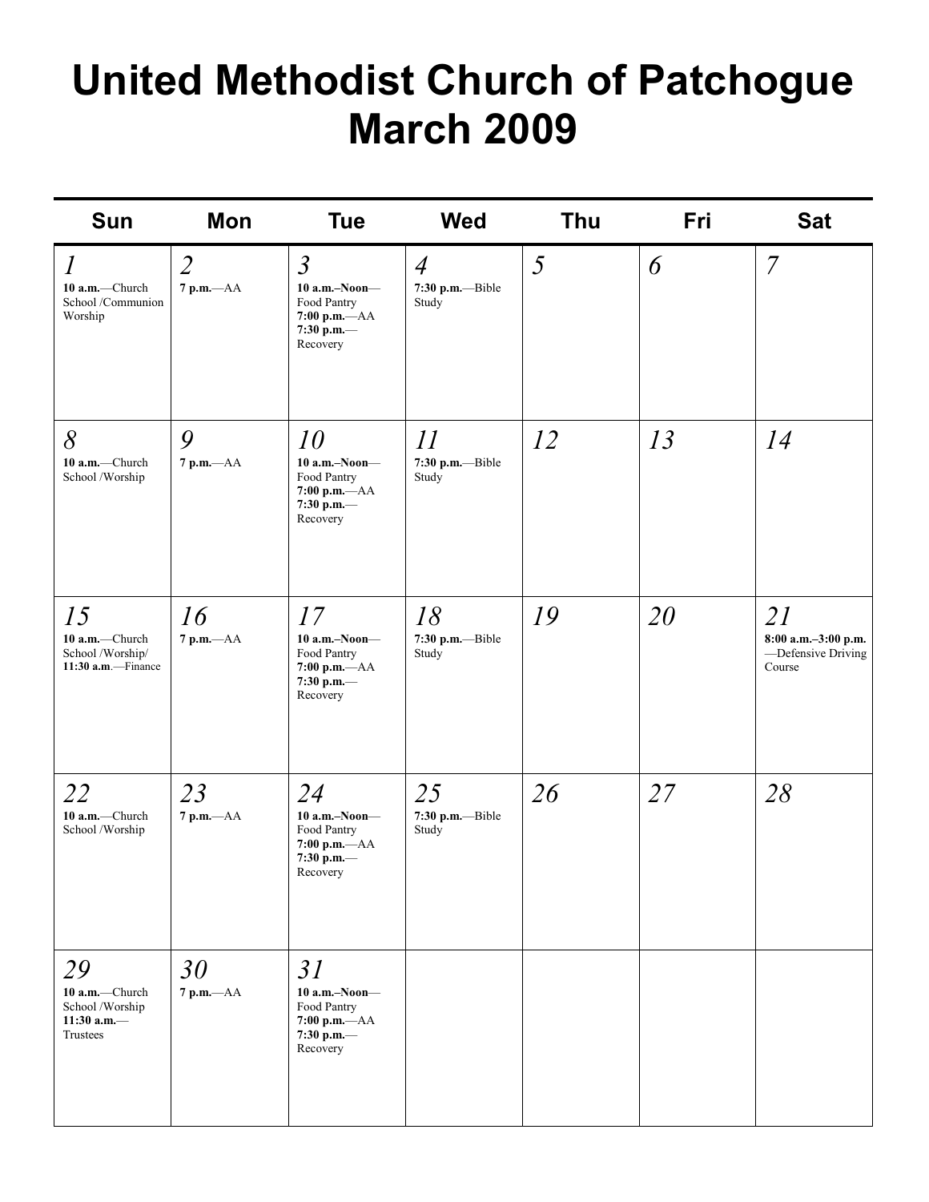# United Methodist Church of Patchogue
# March 2009

| Sun | Mon | Tue | Wed | Thu | Fri | Sat |
|---|---|---|---|---|---|---|
| *1*<br>**10 a.m.**—Church School /Communion Worship | *2*<br>**7 p.m.**—AA | *3*<br>**10 a.m.–Noon**—Food Pantry<br>**7:00 p.m.**—AA<br>**7:30 p.m.**—Recovery | *4*<br>**7:30 p.m.**—Bible Study | *5* | *6* | *7* |
| *8*<br>**10 a.m.**—Church School /Worship | *9*<br>**7 p.m.**—AA | *10*<br>**10 a.m.–Noon**—Food Pantry<br>**7:00 p.m.**—AA<br>**7:30 p.m.**—Recovery | *11*<br>**7:30 p.m.**—Bible Study | *12* | *13* | *14* |
| *15*<br>**10 a.m.**—Church School /Worship/<br>**11:30 a.m**.—Finance | *16*<br>**7 p.m.**—AA | *17*<br>**10 a.m.–Noon**—Food Pantry<br>**7:00 p.m.**—AA<br>**7:30 p.m.**—Recovery | *18*<br>**7:30 p.m.**—Bible Study | *19* | *20* | *21*<br>**8:00 a.m.–3:00 p.m.**—Defensive Driving Course |
| *22*<br>**10 a.m.**—Church School /Worship | *23*<br>**7 p.m.**—AA | *24*<br>**10 a.m.–Noon**—Food Pantry<br>**7:00 p.m.**—AA<br>**7:30 p.m.**—Recovery | *25*<br>**7:30 p.m.**—Bible Study | *26* | *27* | *28* |
| *29*<br>**10 a.m.**—Church School /Worship<br>**11:30 a.m.**—Trustees | *30*<br>**7 p.m.**—AA | *31*<br>**10 a.m.–Noon**—Food Pantry<br>**7:00 p.m.**—AA<br>**7:30 p.m.**—Recovery | | | | |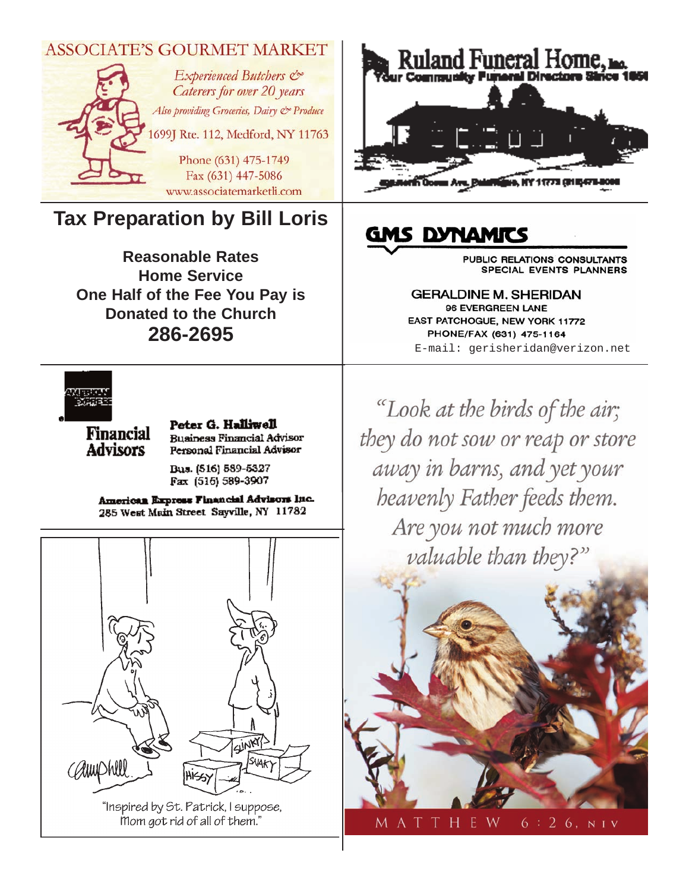## ASSOCIATE'S GOURMET MARKET

*Experienced Butchers & Caterers for over 20 years*

*Also providing Groceries, Dairy & Produce*

1699J Rte. 112, Medford, NY 11763

Phone (631) 475-1749
Fax (631) 447-5086
www.associatemarketli.com

## Ruland Funeral Home, Inc.

Your Community Funeral Directors Since 1850

North Ocean Ave, Patchogue, NY 11772 (631)475-0096

## Tax Preparation by Bill Loris

**Reasonable Rates**
**Home Service**
**One Half of the Fee You Pay is Donated to the Church**
**286-2695**

## GMS DYNAMICS

PUBLIC RELATIONS CONSULTANTS
SPECIAL EVENTS PLANNERS

GERALDINE M. SHERIDAN
96 EVERGREEN LANE
EAST PATCHOGUE, NEW YORK 11772
PHONE/FAX (631) 475-1164
E-mail: gerisheridan@verizon.net

AMERICAN EXPRESS

**Financial Advisors**

**Peter G. Halliwell**
Business Financial Advisor
Personal Financial Advisor

Bus. (516) 589-5327
Fax (516) 589-3907

**American Express Financial Advisors Inc.**
285 West Main Street Sayville, NY 11782

"Inspired by St. Patrick, I suppose, Mom got rid of all of them."

*"Look at the birds of the air; they do not sow or reap or store away in barns, and yet your heavenly Father feeds them. Are you not much more valuable than they?"*

MATTHEW 6:26, NIV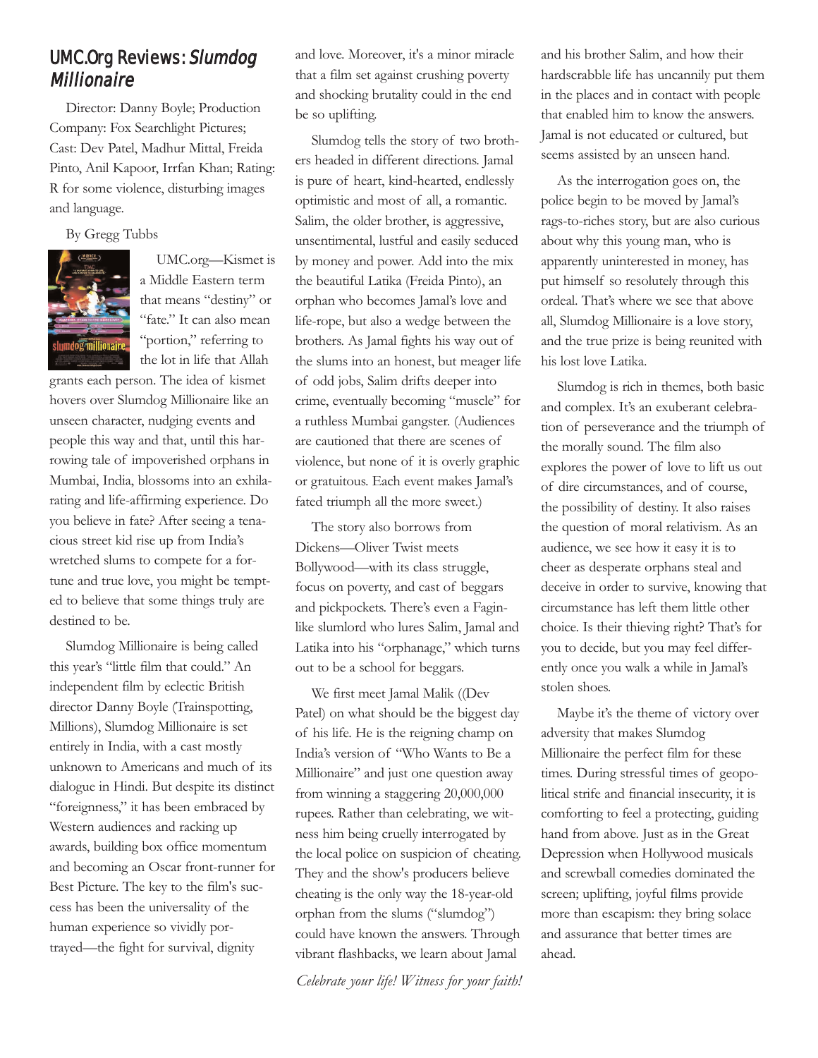## UMC.Org Reviews: *Slumdog Millionaire*

Director: Danny Boyle; Production Company: Fox Searchlight Pictures; Cast: Dev Patel, Madhur Mittal, Freida Pinto, Anil Kapoor, Irrfan Khan; Rating: R for some violence, disturbing images and language.

By Gregg Tubbs

UMC.org—Kismet is a Middle Eastern term that means "destiny" or "fate." It can also mean "portion," referring to the lot in life that Allah grants each person. The idea of kismet hovers over Slumdog Millionaire like an unseen character, nudging events and people this way and that, until this harrowing tale of impoverished orphans in Mumbai, India, blossoms into an exhilarating and life-affirming experience. Do you believe in fate? After seeing a tenacious street kid rise up from India's wretched slums to compete for a fortune and true love, you might be tempted to believe that some things truly are destined to be.

Slumdog Millionaire is being called this year's "little film that could." An independent film by eclectic British director Danny Boyle (Trainspotting, Millions), Slumdog Millionaire is set entirely in India, with a cast mostly unknown to Americans and much of its dialogue in Hindi. But despite its distinct "foreignness," it has been embraced by Western audiences and racking up awards, building box office momentum and becoming an Oscar front-runner for Best Picture. The key to the film's success has been the universality of the human experience so vividly portrayed—the fight for survival, dignity and love. Moreover, it's a minor miracle that a film set against crushing poverty and shocking brutality could in the end be so uplifting.

Slumdog tells the story of two brothers headed in different directions. Jamal is pure of heart, kind-hearted, endlessly optimistic and most of all, a romantic. Salim, the older brother, is aggressive, unsentimental, lustful and easily seduced by money and power. Add into the mix the beautiful Latika (Freida Pinto), an orphan who becomes Jamal's love and life-rope, but also a wedge between the brothers. As Jamal fights his way out of the slums into an honest, but meager life of odd jobs, Salim drifts deeper into crime, eventually becoming "muscle" for a ruthless Mumbai gangster. (Audiences are cautioned that there are scenes of violence, but none of it is overly graphic or gratuitous. Each event makes Jamal's fated triumph all the more sweet.)

The story also borrows from Dickens—Oliver Twist meets Bollywood—with its class struggle, focus on poverty, and cast of beggars and pickpockets. There's even a Fagin-like slumlord who lures Salim, Jamal and Latika into his "orphanage," which turns out to be a school for beggars.

We first meet Jamal Malik ((Dev Patel) on what should be the biggest day of his life. He is the reigning champ on India's version of "Who Wants to Be a Millionaire" and just one question away from winning a staggering 20,000,000 rupees. Rather than celebrating, we witness him being cruelly interrogated by the local police on suspicion of cheating. They and the show's producers believe cheating is the only way the 18-year-old orphan from the slums ("slumdog") could have known the answers. Through vibrant flashbacks, we learn about Jamal and his brother Salim, and how their hardscrabble life has uncannily put them in the places and in contact with people that enabled him to know the answers. Jamal is not educated or cultured, but seems assisted by an unseen hand.

As the interrogation goes on, the police begin to be moved by Jamal's rags-to-riches story, but are also curious about why this young man, who is apparently uninterested in money, has put himself so resolutely through this ordeal. That's where we see that above all, Slumdog Millionaire is a love story, and the true prize is being reunited with his lost love Latika.

Slumdog is rich in themes, both basic and complex. It's an exuberant celebration of perseverance and the triumph of the morally sound. The film also explores the power of love to lift us out of dire circumstances, and of course, the possibility of destiny. It also raises the question of moral relativism. As an audience, we see how it easy it is to cheer as desperate orphans steal and deceive in order to survive, knowing that circumstance has left them little other choice. Is their thieving right? That's for you to decide, but you may feel differently once you walk a while in Jamal's stolen shoes.

Maybe it's the theme of victory over adversity that makes Slumdog Millionaire the perfect film for these times. During stressful times of geopolitical strife and financial insecurity, it is comforting to feel a protecting, guiding hand from above. Just as in the Great Depression when Hollywood musicals and screwball comedies dominated the screen; uplifting, joyful films provide more than escapism: they bring solace and assurance that better times are ahead.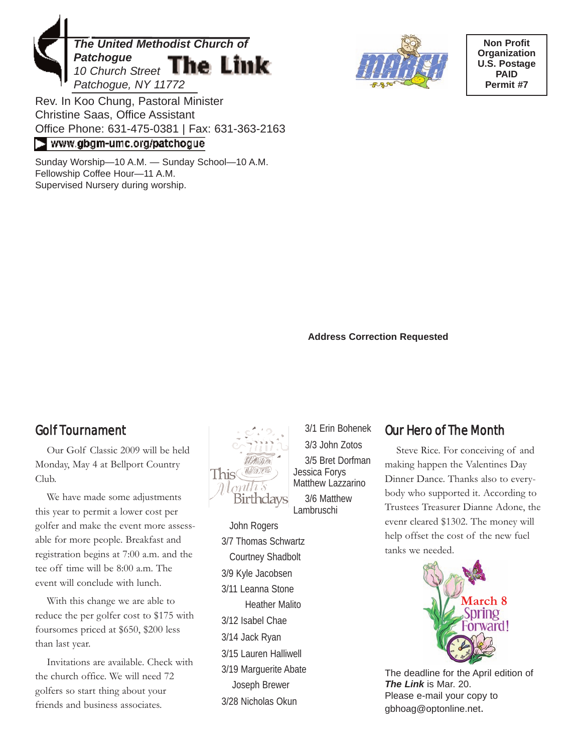**The United Methodist Church of Patchogue**
*10 Church Street*
*Patchogue, NY 11772*

# The Link

Non Profit Organization
U.S. Postage
PAID
Permit #7

Rev. In Koo Chung, Pastoral Minister
Christine Saas, Office Assistant
Office Phone: 631-475-0381 | Fax: 631-363-2163
www.gbgm-umc.org/patchogue

Sunday Worship—10 A.M. — Sunday School—10 A.M.
Fellowship Coffee Hour—11 A.M.
Supervised Nursery during worship.

**Address Correction Requested**

## Golf Tournament

Our Golf Classic 2009 will be held Monday, May 4 at Bellport Country Club.

We have made some adjustments this year to permit a lower cost per golfer and make the event more assessable for more people. Breakfast and registration begins at 7:00 a.m. and the tee off time will be 8:00 a.m. The event will conclude with lunch.

With this change we are able to reduce the per golfer cost to $175 with foursomes priced at $650, $200 less than last year.

Invitations are available. Check with the church office. We will need 72 golfers so start thing about your friends and business associates.

## This Month's Birthdays

3/1 Erin Bohenek
3/3 John Zotos
3/5 Bret Dorfman
Jessica Forys
Matthew Lazzarino
3/6 Matthew Lambruschi
John Rogers
3/7 Thomas Schwartz
Courtney Shadbolt
3/9 Kyle Jacobsen
3/11 Leanna Stone
Heather Malito
3/12 Isabel Chae
3/14 Jack Ryan
3/15 Lauren Halliwell
3/19 Marguerite Abate
Joseph Brewer
3/28 Nicholas Okun

## Our Hero of The Month

Steve Rice. For conceiving of and making happen the Valentines Day Dinner Dance. Thanks also to everybody who supported it. According to Trustees Treasurer Dianne Adone, the evenr cleared $1302. The money will help offset the cost of the new fuel tanks we needed.

March 8
Spring Forward!

The deadline for the April edition of ***The Link*** is Mar. 20.
Please e-mail your copy to gbhoag@optonline.net.